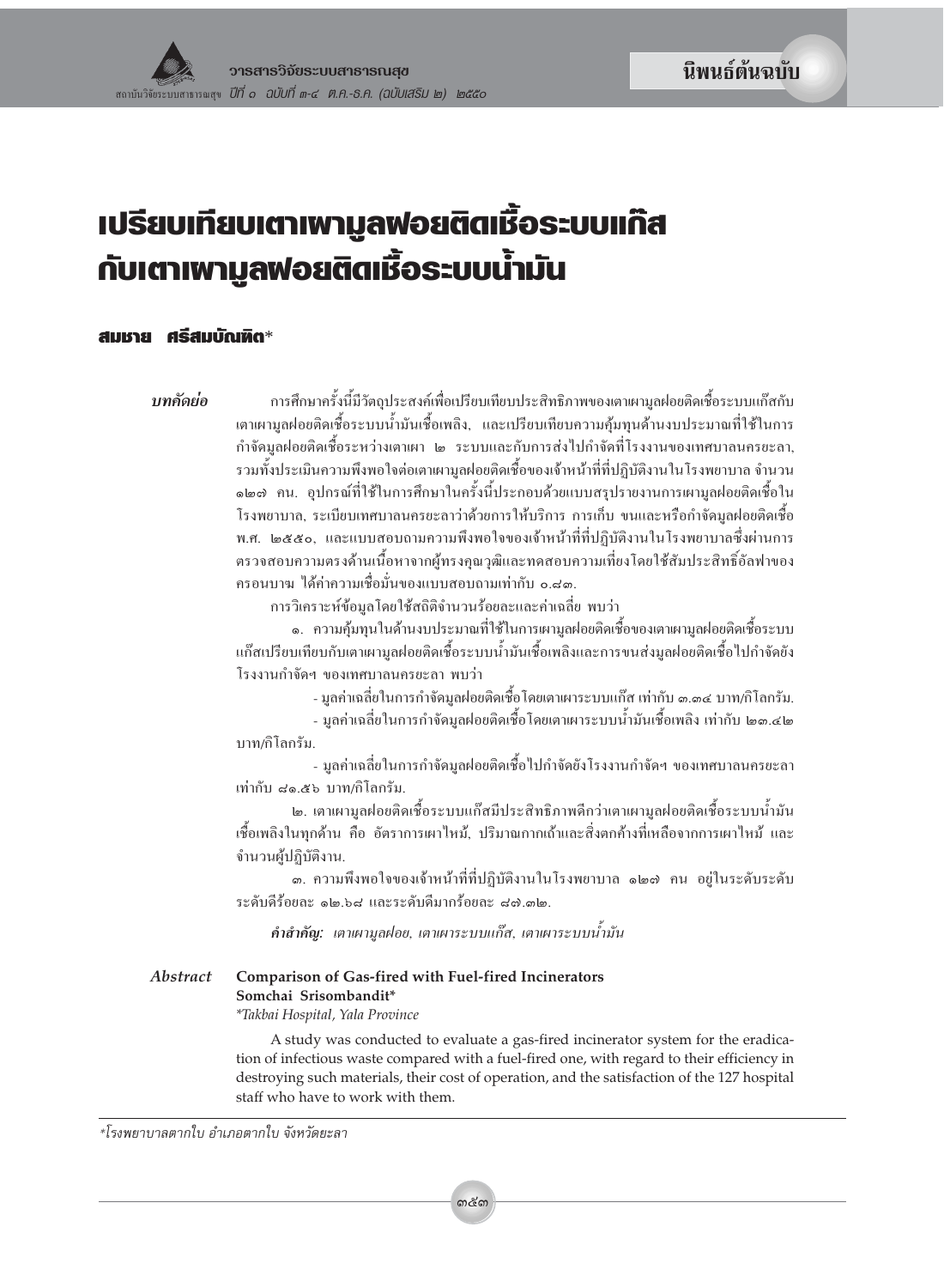นิพนธ์ต้นฉบับ

# เปรียบเทียบเตาเผามูลฝอยติดเชื้อระบบแก๊ส กับเตาเผามูลฝอยติดเชื้อระบบน้ำมัน

**สมชาย ศรีสมบัณฑิต***

***บทคัดย่อ*** การศึกษาครั้งนี้มีวัตถุประสงค์เพื่อเปรียบเทียบประสิทธิภาพของเตาเผามูลฝอยติดเชื้อระบบแก๊สกับเตาเผามูลฝอยติดเชื้อระบบน้ำมันเชื้อเพลิง, และเปรียบเทียบความคุ้มทุนด้านงบประมาณที่ใช้ในการกำจัดมูลฝอยติดเชื้อระหว่างเตาเผา ๒ ระบบและกับการส่งไปกำจัดที่โรงงานของเทศบาลนครยะลา, รวมทั้งประเมินความพึงพอใจต่อเตาเผามูลฝอยติดเชื้อของเจ้าหน้าที่ที่ปฏิบัติงานในโรงพยาบาล จำนวน ๑๒๗ คน. อุปกรณ์ที่ใช้ในการศึกษาในครั้งนี้ประกอบด้วยแบบสรุปรายงานการเผามูลฝอยติดเชื้อในโรงพยาบาล, ระเบียบเทศบาลนครยะลาว่าด้วยการให้บริการ การเก็บ ขนและหรือกำจัดมูลฝอยติดเชื้อ พ.ศ. ๒๕๕๐, และแบบสอบถามความพึงพอใจของเจ้าหน้าที่ที่ปฏิบัติงานในโรงพยาบาลซึ่งผ่านการตรวจสอบความตรงด้านเนื้อหาจากผู้ทรงคุณวุฒิและทดสอบความเที่ยงโดยใช้สัมประสิทธิ์อัลฟาของครอนบาช ได้ค่าความเชื่อมั่นของแบบสอบถามเท่ากับ ๐.๘๓.

การวิเคราะห์ข้อมูลโดยใช้สถิติจำนวนร้อยละและค่าเฉลี่ย พบว่า

๑. ความคุ้มทุนในด้านงบประมาณที่ใช้ในการเผามูลฝอยติดเชื้อของเตาเผามูลฝอยติดเชื้อระบบแก๊สเปรียบเทียบกับเตาเผามูลฝอยติดเชื้อระบบน้ำมันเชื้อเพลิงและการขนส่งมูลฝอยติดเชื้อไปกำจัดยังโรงงานกำจัดฯ ของเทศบาลนครยะลา พบว่า

- มูลค่าเฉลี่ยในการกำจัดมูลฝอยติดเชื้อโดยเตาเผาระบบแก๊ส เท่ากับ ๓.๓๔ บาท/กิโลกรัม.
- มูลค่าเฉลี่ยในการกำจัดมูลฝอยติดเชื้อโดยเตาเผาระบบน้ำมันเชื้อเพลิง เท่ากับ ๒๓.๔๒ บาท/กิโลกรัม.
- มูลค่าเฉลี่ยในการกำจัดมูลฝอยติดเชื้อไปกำจัดยังโรงงานกำจัดฯ ของเทศบาลนครยะลา เท่ากับ ๘๑.๕๖ บาท/กิโลกรัม.

๒. เตาเผามูลฝอยติดเชื้อระบบแก๊สมีประสิทธิภาพดีกว่าเตาเผามูลฝอยติดเชื้อระบบน้ำมันเชื้อเพลิงในทุกด้าน คือ อัตราการเผาไหม้, ปริมาณกากเถ้าและสิ่งตกค้างที่เหลือจากการเผาไหม้ และจำนวนผู้ปฏิบัติงาน.

๓. ความพึงพอใจของเจ้าหน้าที่ที่ปฏิบัติงานในโรงพยาบาล ๑๒๗ คน อยู่ในระดับระดับระดับดีร้อยละ ๑๒.๖๘ และระดับดีมากร้อยละ ๘๗.๓๒.

***คำสำคัญ:*** *เตาเผามูลฝอย, เตาเผาระบบแก๊ส, เตาเผาระบบน้ำมัน*

***Abstract*** **Comparison of Gas-fired with Fuel-fired Incinerators**
**Somchai Srisombandit***
*\*Takbai Hospital, Yala Province*

A study was conducted to evaluate a gas-fired incinerator system for the eradication of infectious waste compared with a fuel-fired one, with regard to their efficiency in destroying such materials, their cost of operation, and the satisfaction of the 127 hospital staff who have to work with them.

---

*\*โรงพยาบาลตากใบ อำเภอตากใบ จังหวัดยะลา*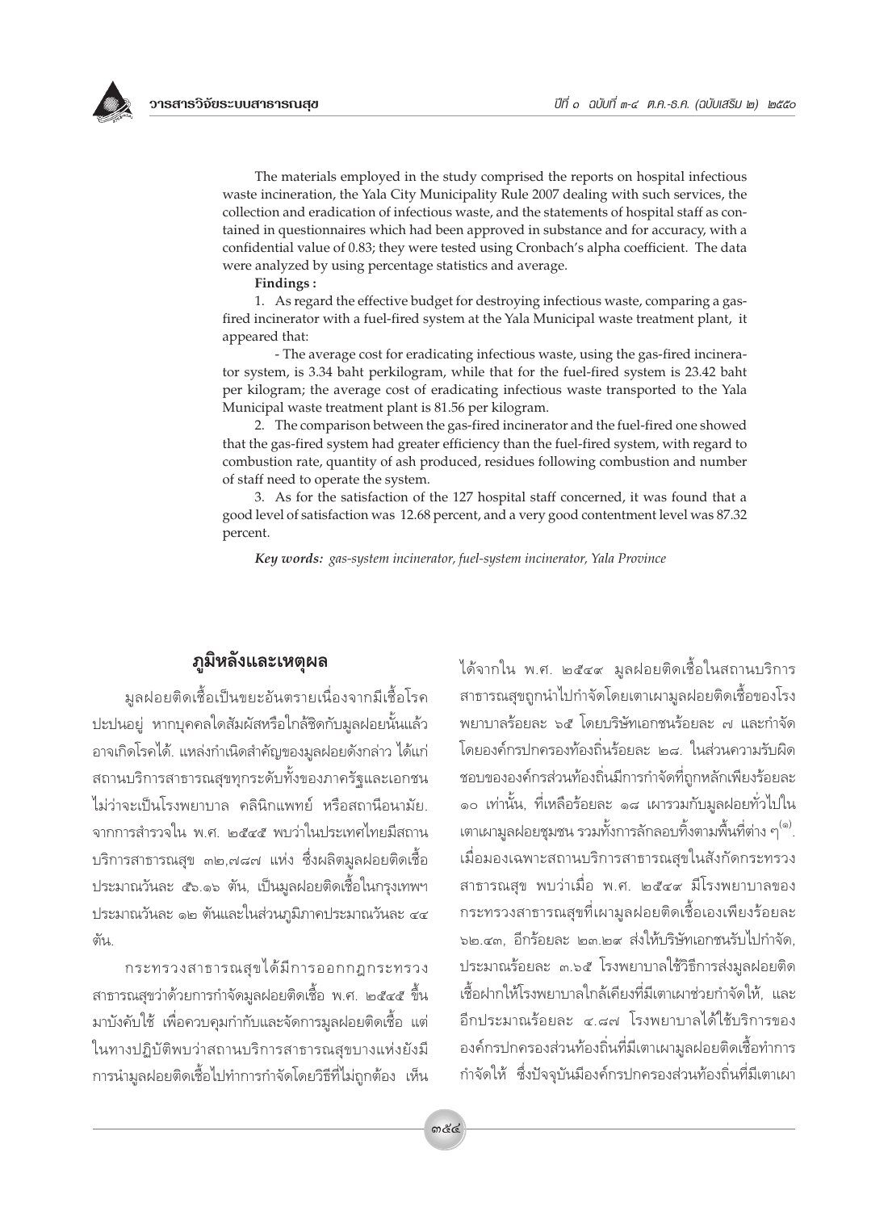The materials employed in the study comprised the reports on hospital infectious waste incineration, the Yala City Municipality Rule 2007 dealing with such services, the collection and eradication of infectious waste, and the statements of hospital staff as contained in questionnaires which had been approved in substance and for accuracy, with a confidential value of 0.83; they were tested using Cronbach's alpha coefficient. The data were analyzed by using percentage statistics and average.

**Findings :**

1. As regard the effective budget for destroying infectious waste, comparing a gas-fired incinerator with a fuel-fired system at the Yala Municipal waste treatment plant, it appeared that:

   - The average cost for eradicating infectious waste, using the gas-fired incinerator system, is 3.34 baht perkilogram, while that for the fuel-fired system is 23.42 baht per kilogram; the average cost of eradicating infectious waste transported to the Yala Municipal waste treatment plant is 81.56 per kilogram.

2. The comparison between the gas-fired incinerator and the fuel-fired one showed that the gas-fired system had greater efficiency than the fuel-fired system, with regard to combustion rate, quantity of ash produced, residues following combustion and number of staff need to operate the system.

3. As for the satisfaction of the 127 hospital staff concerned, it was found that a good level of satisfaction was 12.68 percent, and a very good contentment level was 87.32 percent.

***Key words:*** *gas-system incinerator, fuel-system incinerator, Yala Province*

## ภูมิหลังและเหตุผล

มูลฝอยติดเชื้อเป็นขยะอันตรายเนื่องจากมีเชื้อโรคปะปนอยู่ หากบุคคลใดสัมผัสหรือใกล้ชิดกับมูลฝอยนั้นแล้วอาจเกิดโรคได้. แหล่งกำเนิดสำคัญของมูลฝอยดังกล่าว ได้แก่สถานบริการสาธารณสุขทุกระดับทั้งของภาครัฐและเอกชน ไม่ว่าจะเป็นโรงพยาบาล คลินิกแพทย์ หรือสถานีอนามัย. จากการสำรวจใน พ.ศ. ๒๕๔๕ พบว่าในประเทศไทยมีสถานบริการสาธารณสุข ๓๒,๗๘๗ แห่ง ซึ่งผลิตมูลฝอยติดเชื้อประมาณวันละ ๕๖.๑๖ ตัน, เป็นมูลฝอยติดเชื้อในกรุงเทพฯ ประมาณวันละ ๑๒ ตันและในส่วนภูมิภาคประมาณวันละ ๔๔ ตัน.

กระทรวงสาธารณสุขได้มีการออกกฎกระทรวงสาธารณสุขว่าด้วยการกำจัดมูลฝอยติดเชื้อ พ.ศ. ๒๕๔๕ ขึ้นมาบังคับใช้ เพื่อควบคุมกำกับและจัดการมูลฝอยติดเชื้อ แต่ในทางปฏิบัติพบว่าสถานบริการสาธารณสุขบางแห่งยังมีการนำมูลฝอยติดเชื้อไปทำการกำจัดโดยวิธีที่ไม่ถูกต้อง เห็นได้จากใน พ.ศ. ๒๕๔๙ มูลฝอยติดเชื้อในสถานบริการสาธารณสุขถูกนำไปกำจัดโดยเตาเผามูลฝอยติดเชื้อของโรงพยาบาลร้อยละ ๖๕ โดยบริษัทเอกชนร้อยละ ๗ และกำจัดโดยองค์กรปกครองท้องถิ่นร้อยละ ๒๘. ในส่วนความรับผิดชอบขององค์กรส่วนท้องถิ่นมีการกำจัดที่ถูกหลักเพียงร้อยละ ๑๐ เท่านั้น, ที่เหลือร้อยละ ๑๘ เผารวมกับมูลฝอยทั่วไปในเตาเผามูลฝอยชุมชน รวมทั้งการลักลอบทิ้งตามพื้นที่ต่าง ๆ[๑]. เมื่อมองเฉพาะสถานบริการสาธารณสุขในสังกัดกระทรวงสาธารณสุข พบว่าเมื่อ พ.ศ. ๒๕๔๙ มีโรงพยาบาลของกระทรวงสาธารณสุขที่เผามูลฝอยติดเชื้อเองเพียงร้อยละ ๖๒.๔๓, อีกร้อยละ ๒๓.๒๙ ส่งให้บริษัทเอกชนรับไปกำจัด, ประมาณร้อยละ ๓.๖๕ โรงพยาบาลใช้วิธีการส่งมูลฝอยติดเชื้อฝากให้โรงพยาบาลใกล้เคียงที่มีเตาเผาช่วยกำจัดให้, และอีกประมาณร้อยละ ๔.๘๗ โรงพยาบาลได้ใช้บริการขององค์กรปกครองส่วนท้องถิ่นที่มีเตาเผามูลฝอยติดเชื้อทำการกำจัดให้ ซึ่งปัจจุบันมีองค์กรปกครองส่วนท้องถิ่นที่มีเตาเผา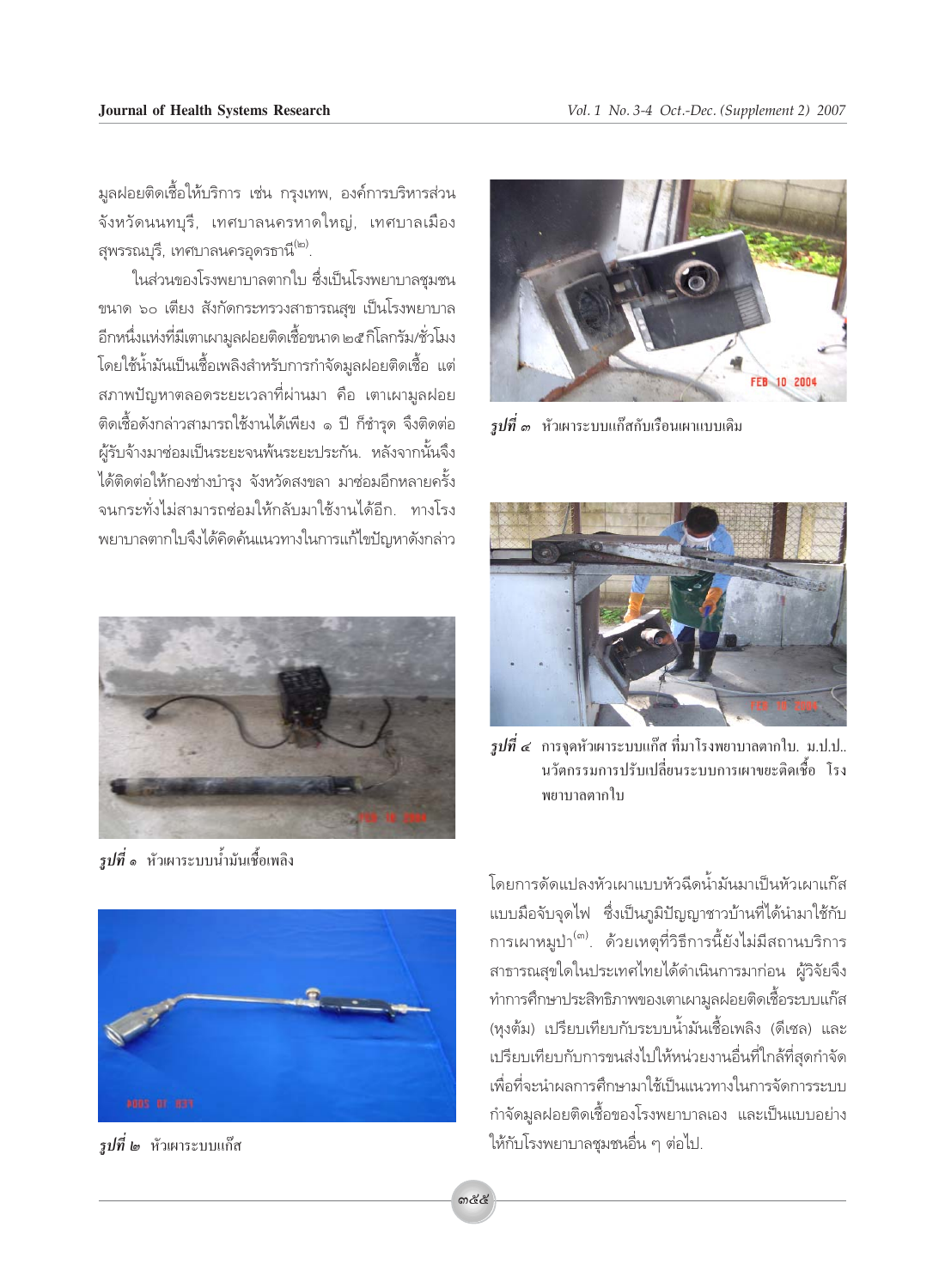มูลฝอยติดเชื้อให้บริการ เช่น กรุงเทพ, องค์การบริหารส่วนจังหวัดนนทบุรี, เทศบาลนครหาดใหญ่, เทศบาลเมืองสุพรรณบุรี, เทศบาลนครอุดรธานี[๒].

ในส่วนของโรงพยาบาลตากใบ ซึ่งเป็นโรงพยาบาลชุมชนขนาด ๖๐ เตียง สังกัดกระทรวงสาธารณสุข เป็นโรงพยาบาลอีกหนึ่งแห่งที่มีเตาเผามูลฝอยติดเชื้อขนาด ๒๕ กิโลกรัม/ชั่วโมง โดยใช้น้ำมันเป็นเชื้อเพลิงสำหรับการกำจัดมูลฝอยติดเชื้อ แต่สภาพปัญหาตลอดระยะเวลาที่ผ่านมา คือ เตาเผามูลฝอยติดเชื้อดังกล่าวสามารถใช้งานได้เพียง ๑ ปี ก็ชำรุด จึงติดต่อผู้รับจ้างมาซ่อมเป็นระยะจนพ้นระยะประกัน. หลังจากนั้นจึงได้ติดต่อให้กองช่างบำรุง จังหวัดสงขลา มาซ่อมอีกหลายครั้งจนกระทั่งไม่สามารถซ่อมให้กลับมาใช้งานได้อีก. ทางโรงพยาบาลตากใบจึงได้คิดค้นแนวทางในการแก้ไขปัญหาดังกล่าว

**รูปที่ ๑** หัวเผาระบบน้ำมันเชื้อเพลิง

**รูปที่ ๒** หัวเผาระบบแก๊ส

**รูปที่ ๓** หัวเผาระบบแก๊สกับเรือนเผาแบบเดิม

**รูปที่ ๔** การจุดหัวเผาระบบแก๊ส ที่มาโรงพยาบาลตากใบ. ม.ป.ป.. นวัตกรรมการปรับเปลี่ยนระบบการเผาขยะติดเชื้อ โรงพยาบาลตากใบ

โดยการดัดแปลงหัวเผาแบบหัวฉีดน้ำมันมาเป็นหัวเผาแก๊สแบบมือจับจุดไฟ ซึ่งเป็นภูมิปัญญาชาวบ้านที่ได้นำมาใช้กับการเผาหมูป่า[๓]. ด้วยเหตุที่วิธีการนี้ยังไม่มีสถานบริการสาธารณสุขใดในประเทศไทยได้ดำเนินการมาก่อน ผู้วิจัยจึงทำการศึกษาประสิทธิภาพของเตาเผามูลฝอยติดเชื้อระบบแก๊ส (หุงต้ม) เปรียบเทียบกับระบบน้ำมันเชื้อเพลิง (ดีเซล) และเปรียบเทียบกับการขนส่งไปให้หน่วยงานอื่นที่ใกล้ที่สุดกำจัด เพื่อที่จะนำผลการศึกษามาใช้เป็นแนวทางในการจัดการระบบกำจัดมูลฝอยติดเชื้อของโรงพยาบาลเอง และเป็นแบบอย่างให้กับโรงพยาบาลชุมชนอื่น ๆ ต่อไป.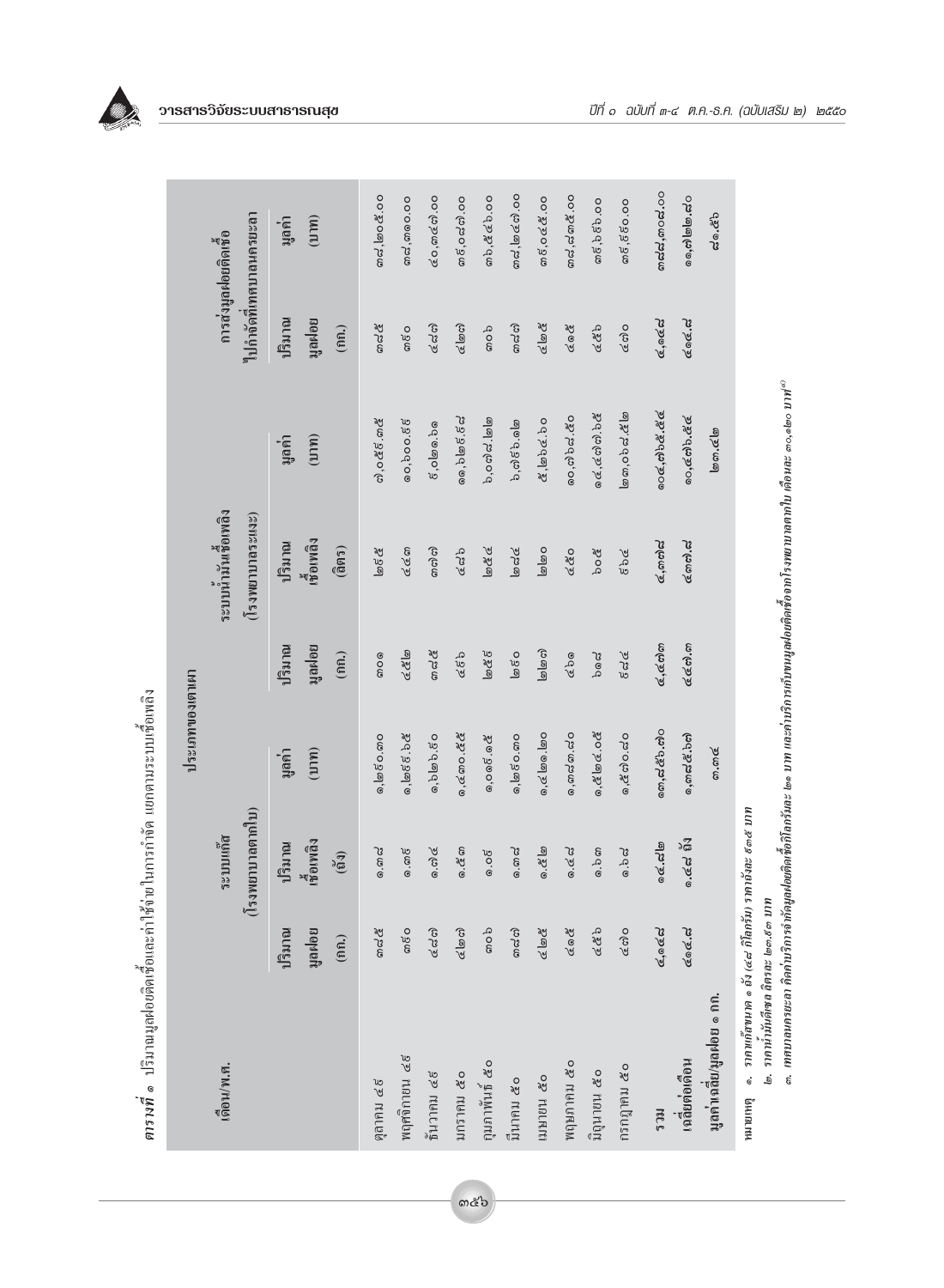**ตารางที่ ๑** ปริมาณมูลฝอยติดเชื้อและค่าใช้จ่ายในการกำจัด แยกตามระบบเชื้อเพลิง

| เดือน/พ.ศ. | ประเภทของเตาเผา: ระบบแก๊ส (โรงพยาบาลตากใบ) | | | ประเภทของเตาเผา: ระบบน้ำมันเชื้อเพลิง (โรงพยาบาลระแงะ) | | | การส่งมูลฝอยติดเชื้อไปกำจัดที่เทศบาลนครยะลา | |
|---|---|---|---|---|---|---|---|---|
| | ปริมาณมูลฝอย (กก.) | ปริมาณเชื้อเพลิง (ถัง) | มูลค่า (บาท) | ปริมาณมูลฝอย (กก.) | ปริมาณเชื้อเพลิง (ลิตร) | มูลค่า (บาท) | ปริมาณมูลฝอย (กก.) | มูลค่า (บาท) |
| ตุลาคม ๔๙ | ๓๘๕ | ๑.๓๘ | ๑,๒๙๐.๓๐ | ๓๐๑ | ๒๙๕ | ๗,๐๕๙.๓๕ | ๓๘๕ | ๓๘,๒๐๕.๐๐ |
| พฤศจิกายน ๔๙ | ๓๙๐ | ๑.๓๙ | ๑,๒๙๙.๖๕ | ๔๕๒ | ๔๔๓ | ๑๐,๖๐๐.๙๙ | ๓๙๐ | ๓๘,๓๑๐.๐๐ |
| ธันวาคม ๔๙ | ๔๘๗ | ๑.๗๔ | ๑,๖๒๖.๙๐ | ๓๘๕ | ๓๗๗ | ๙,๐๒๑.๖๑ | ๔๘๗ | ๔๐,๓๔๗.๐๐ |
| มกราคม ๕๐ | ๔๒๗ | ๑.๕๓ | ๑,๔๓๐.๕๕ | ๔๙๖ | ๔๘๖ | ๑๑,๖๒๙.๙๘ | ๔๒๗ | ๓๙,๐๘๗.๐๐ |
| กุมภาพันธ์ ๕๐ | ๓๐๖ | ๑.๐๙ | ๑,๐๑๙.๑๕ | ๒๙๙ | ๒๙๔ | ๗,๐๓๕.๔๒ | ๓๐๖ | ๓๖,๕๔๖.๐๐ |
| มีนาคม ๕๐ | ๓๘๗ | ๑.๓๘ | ๑,๒๙๐.๓๐ | ๒๙๐ | ๒๘๔ | ๖,๗๙๖.๑๒ | ๓๘๗ | ๓๘,๒๔๗.๐๐ |
| เมษายน ๕๐ | ๔๒๕ | ๑.๕๒ | ๑,๔๒๑.๒๐ | ๒๒๗ | ๒๒๐ | ๕,๒๖๔.๖๐ | ๔๒๕ | ๓๙,๐๔๕.๐๐ |
| พฤษภาคม ๕๐ | ๔๑๕ | ๑.๔๘ | ๑,๓๘๓.๘๐ | ๔๖๑ | ๔๕๐ | ๑๐,๗๖๘.๕๐ | ๔๑๕ | ๓๘,๘๓๕.๐๐ |
| มิถุนายน ๕๐ | ๔๕๖ | ๑.๖๓ | ๑,๕๒๔.๐๕ | ๖๑๘ | ๖๐๙ | ๑๔,๕๗๓.๓๗ | ๔๕๖ | ๓๙,๖๙๖.๐๐ |
| กรกฎาคม ๕๐ | ๔๗๐ | ๑.๖๘ | ๑,๕๗๐.๘๐ | ๕๘๔ | ๕๖๔ | ๑๓,๔๙๖.๕๒ | ๔๗๐ | ๓๙,๙๙๐.๐๐ |
| รวม | ๔,๑๔๘ | ๑๔.๘๒ | ๑๓,๘๕๖.๗๐ | ๔,๔๗๓ | ๔,๓๗๘ | ๑๐๔,๗๖๕.๕๔ | ๔,๑๔๘ | ๓๘๘,๓๐๘.๐๐ |
| เฉลี่ยต่อเดือน | ๔๑๔.๘ | ๑.๔๘ ถัง | ๑,๓๘๕.๖๗ | ๔๔๗.๓ | ๔๓๗.๘ | ๑๐,๔๗๖.๕๕ | ๔๑๔.๘ | ๓๘,๘๓๐.๘๐ |
| มูลค่าเฉลี่ย/มูลฝอย ๑ กก. | | | ๓.๓๔ | | | ๒๓.๔๒ | | ๙๓.๖๑ |

หมายเหตุ ๑. *ราคาก๊าซขนาด ๑ ถัง (๔๘ กิโลกรัม) ราคาถังละ ๙๓๕ บาท*

๒. *ราคาน้ำมันดีเซล ลิตรละ ๒๓.๙๓ บาท*

๓. *เทศบาลนครยะลา คิดค่าบริการกำจัดมูลฝอยติดเชื้อกิโลกรัมละ ๒๑ บาท และค่าบริการเก็บขนมูลฝอยติดเชื้อจากโรงพยาบาลตากใบ เดือนละ ๓๐,๑๒๐ บาท*[3]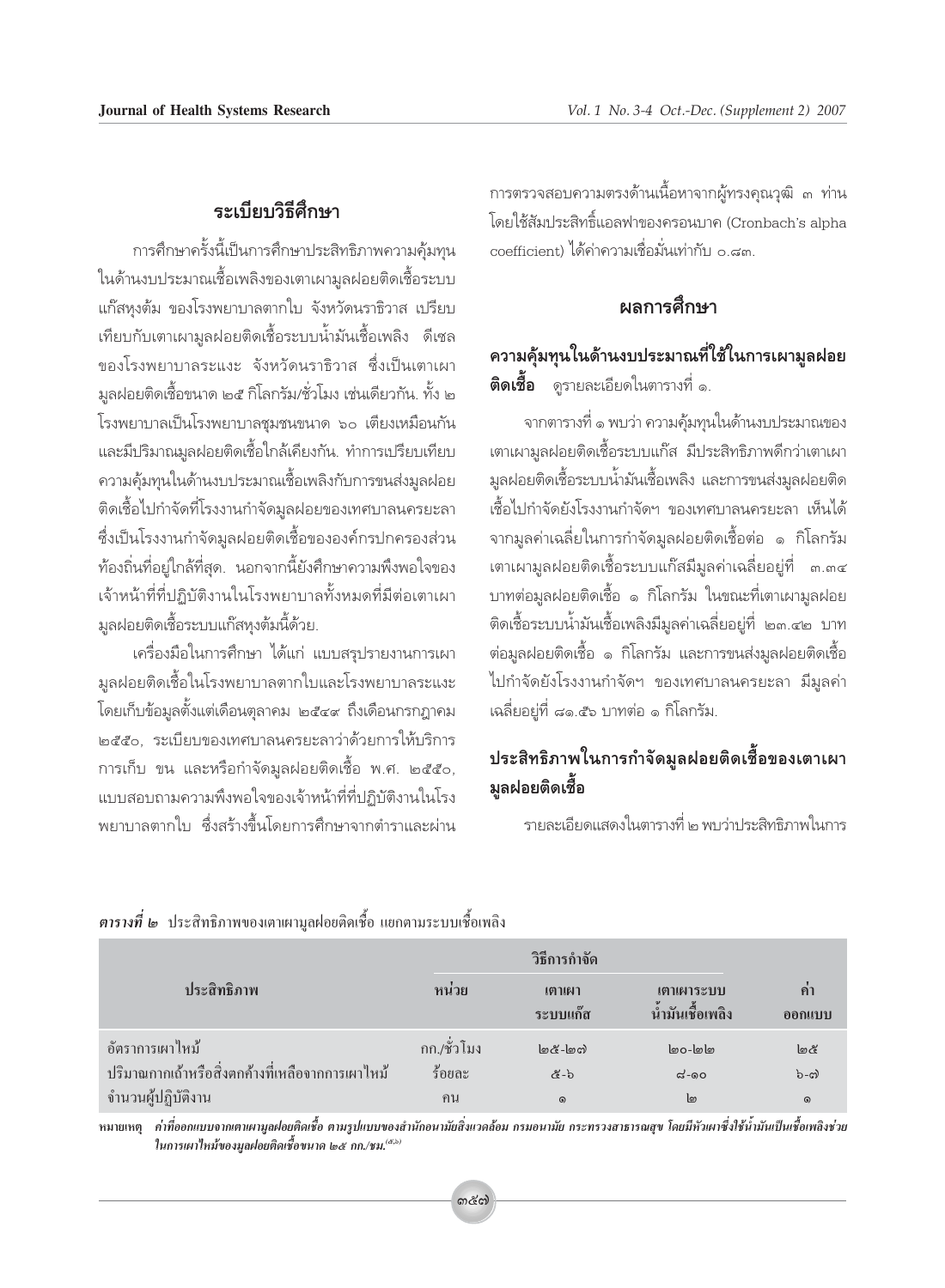## ระเบียบวิธีศึกษา

การศึกษาครั้งนี้เป็นการศึกษาประสิทธิภาพความคุ้มทุนในด้านงบประมาณเชื้อเพลิงของเตาเผามูลฝอยติดเชื้อระบบแก๊สหุงต้ม ของโรงพยาบาลตากใบ จังหวัดนราธิวาส เปรียบเทียบกับเตาเผามูลฝอยติดเชื้อระบบน้ำมันเชื้อเพลิง ดีเซลของโรงพยาบาลระแงะ จังหวัดนราธิวาส ซึ่งเป็นเตาเผามูลฝอยติดเชื้อขนาด ๒๕ กิโลกรัม/ชั่วโมง เช่นเดียวกัน. ทั้ง ๒ โรงพยาบาลเป็นโรงพยาบาลชุมชนขนาด ๖๐ เตียงเหมือนกัน และมีปริมาณมูลฝอยติดเชื้อใกล้เคียงกัน. ทำการเปรียบเทียบความคุ้มทุนในด้านงบประมาณเชื้อเพลิงกับการขนส่งมูลฝอยติดเชื้อไปกำจัดที่โรงงานกำจัดมูลฝอยของเทศบาลนครยะลา ซึ่งเป็นโรงงานกำจัดมูลฝอยติดเชื้อขององค์กรปกครองส่วนท้องถิ่นที่อยู่ใกล้ที่สุด. นอกจากนี้ยังศึกษาความพึงพอใจของเจ้าหน้าที่ที่ปฏิบัติงานในโรงพยาบาลทั้งหมดที่มีต่อเตาเผามูลฝอยติดเชื้อระบบแก๊สหุงต้มนี้ด้วย.

เครื่องมือในการศึกษา ได้แก่ แบบสรุปรายงานการเผามูลฝอยติดเชื้อในโรงพยาบาลตากใบและโรงพยาบาลระแงะ โดยเก็บข้อมูลตั้งแต่เดือนตุลาคม ๒๕๔๙ ถึงเดือนกรกฎาคม ๒๕๕๐, ระเบียบของเทศบาลนครยะลาว่าด้วยการให้บริการการเก็บ ขน และหรือกำจัดมูลฝอยติดเชื้อ พ.ศ. ๒๕๕๐, แบบสอบถามความพึงพอใจของเจ้าหน้าที่ที่ปฏิบัติงานในโรงพยาบาลตากใบ ซึ่งสร้างขึ้นโดยการศึกษาจากตำราและผ่านการตรวจสอบความตรงด้านเนื้อหาจากผู้ทรงคุณวุฒิ ๓ ท่าน โดยใช้สัมประสิทธิ์แอลฟาของครอนบาค (Cronbach's alpha coefficient) ได้ค่าความเชื่อมั่นเท่ากับ ๐.๘๓.

## ผลการศึกษา

### ความคุ้มทุนในด้านงบประมาณที่ใช้ในการเผามูลฝอยติดเชื้อ

**ความคุ้มทุนในด้านงบประมาณที่ใช้ในการเผามูลฝอยติดเชื้อ** ดูรายละเอียดในตารางที่ ๑.

จากตารางที่ ๑ พบว่า ความคุ้มทุนในด้านงบประมาณของเตาเผามูลฝอยติดเชื้อระบบแก๊ส มีประสิทธิภาพดีกว่าเตาเผามูลฝอยติดเชื้อระบบน้ำมันเชื้อเพลิง และการขนส่งมูลฝอยติดเชื้อไปกำจัดยังโรงงานกำจัดฯ ของเทศบาลนครยะลา เห็นได้จากมูลค่าเฉลี่ยในการกำจัดมูลฝอยติดเชื้อต่อ ๑ กิโลกรัม เตาเผามูลฝอยติดเชื้อระบบแก๊สมีมูลค่าเฉลี่ยอยู่ที่ ๓.๓๔ บาทต่อมูลฝอยติดเชื้อ ๑ กิโลกรัม ในขณะที่เตาเผามูลฝอยติดเชื้อระบบน้ำมันเชื้อเพลิงมีมูลค่าเฉลี่ยอยู่ที่ ๒๓.๔๒ บาทต่อมูลฝอยติดเชื้อ ๑ กิโลกรัม และการขนส่งมูลฝอยติดเชื้อไปกำจัดยังโรงงานกำจัดฯ ของเทศบาลนครยะลา มีมูลค่าเฉลี่ยอยู่ที่ ๘๑.๕๖ บาทต่อ ๑ กิโลกรัม.

### ประสิทธิภาพในการกำจัดมูลฝอยติดเชื้อของเตาเผามูลฝอยติดเชื้อ

รายละเอียดแสดงในตารางที่ ๒ พบว่าประสิทธิภาพในการ

***ตารางที่ ๒*** ประสิทธิภาพของเตาเผามูลฝอยติดเชื้อ แยกตามระบบเชื้อเพลิง

| ประสิทธิภาพ | หน่วย | วิธีการกำจัด | | ค่าออกแบบ |
|---|---|---|---|---|
| | | เตาเผาระบบแก๊ส | เตาเผาระบบน้ำมันเชื้อเพลิง | |
| อัตราการเผาไหม้ | กก./ชั่วโมง | ๒๕-๒๗ | ๒๐-๒๒ | ๒๕ |
| ปริมาณกากเถ้าหรือสิ่งตกค้างที่เหลือจากการเผาไหม้ | ร้อยละ | ๕-๖ | ๘-๑๐ | ๖-๗ |
| จำนวนผู้ปฏิบัติงาน | คน | ๑ | ๒ | ๑ |

หมายเหตุ *ค่าที่ออกแบบจากเตาเผามูลฝอยติดเชื้อ ตามรูปแบบของสำนักอนามัยสิ่งแวดล้อม กรมอนามัย กระทรวงสาธารณสุข โดยมีหัวเผาซึ่งใช้น้ำมันเป็นเชื้อเพลิงช่วยในการเผาไหม้ของมูลฝอยติดเชื้อขนาด ๒๕ กก./ชม.*[๕,๖]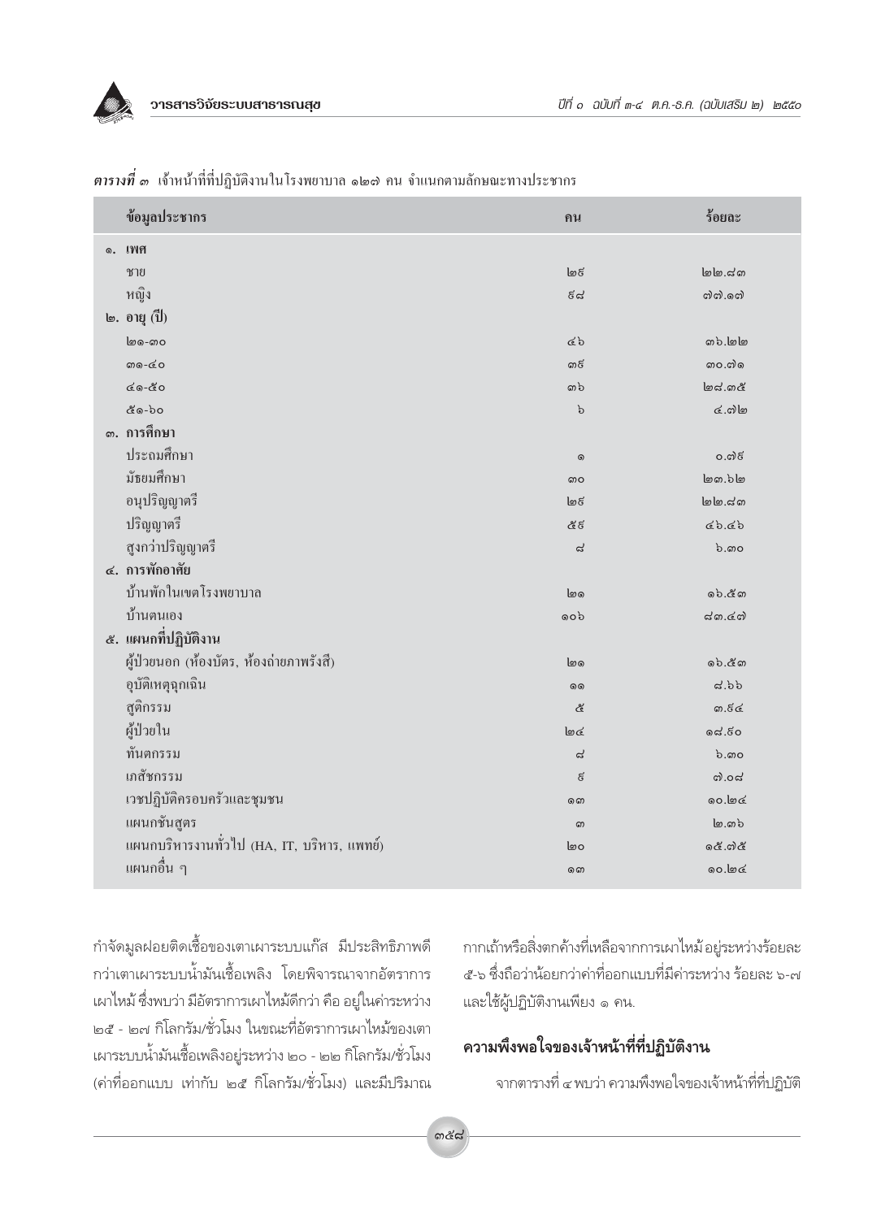***ตารางที่ ๓*** เจ้าหน้าที่ที่ปฏิบัติงานในโรงพยาบาล ๑๒๗ คน จำแนกตามลักษณะทางประชากร

| ข้อมูลประชากร | คน | ร้อยละ |
|---|---|---|
| **๑. เพศ** | | |
| ชาย | ๒๙ | ๒๒.๘๓ |
| หญิง | ๙๘ | ๗๗.๑๗ |
| **๒. อายุ (ปี)** | | |
| ๒๑-๓๐ | ๔๖ | ๓๖.๒๒ |
| ๓๑-๔๐ | ๓๙ | ๓๐.๗๑ |
| ๔๑-๕๐ | ๓๖ | ๒๘.๓๕ |
| ๕๑-๖๐ | ๖ | ๔.๗๒ |
| **๓. การศึกษา** | | |
| ประถมศึกษา | ๑ | ๐.๗๙ |
| มัธยมศึกษา | ๓๐ | ๒๓.๖๒ |
| อนุปริญญาตรี | ๒๙ | ๒๒.๘๓ |
| ปริญญาตรี | ๕๙ | ๔๖.๔๖ |
| สูงกว่าปริญญาตรี | ๘ | ๖.๓๐ |
| **๔. การพักอาศัย** | | |
| บ้านพักในเขตโรงพยาบาล | ๒๑ | ๑๖.๕๓ |
| บ้านตนเอง | ๑๐๖ | ๘๓.๔๗ |
| **๕. แผนกที่ปฏิบัติงาน** | | |
| ผู้ป่วยนอก (ห้องบัตร, ห้องถ่ายภาพรังสี) | ๒๑ | ๑๖.๕๓ |
| อุบัติเหตุฉุกเฉิน | ๑๑ | ๘.๖๖ |
| สูติกรรม | ๕ | ๓.๙๔ |
| ผู้ป่วยใน | ๒๔ | ๑๘.๙๐ |
| ทันตกรรม | ๘ | ๖.๓๐ |
| เภสัชกรรม | ๙ | ๗.๐๘ |
| เวชปฏิบัติครอบครัวและชุมชน | ๑๓ | ๑๐.๒๔ |
| แผนกชันสูตร | ๓ | ๒.๓๖ |
| แผนกบริหารงานทั่วไป (HA, IT, บริหาร, แพทย์) | ๒๐ | ๑๕.๗๕ |
| แผนกอื่น ๆ | ๑๓ | ๑๐.๒๔ |

กำจัดมูลฝอยติดเชื้อของเตาเผาระบบแก๊ส มีประสิทธิภาพดีกว่าเตาเผาระบบน้ำมันเชื้อเพลิง โดยพิจารณาจากอัตราการเผาไหม้ ซึ่งพบว่า มีอัตราการเผาไหม้ดีกว่า คือ อยู่ในค่าระหว่าง ๒๕ - ๒๗ กิโลกรัม/ชั่วโมง ในขณะที่อัตราการเผาไหม้ของเตาเผาระบบน้ำมันเชื้อเพลิงอยู่ระหว่าง ๒๐ - ๒๒ กิโลกรัม/ชั่วโมง (ค่าที่ออกแบบ เท่ากับ ๒๕ กิโลกรัม/ชั่วโมง) และมีปริมาณกากเถ้าหรือสิ่งตกค้างที่เหลือจากการเผาไหม้อยู่ระหว่างร้อยละ ๕-๖ ซึ่งถือว่าน้อยกว่าค่าที่ออกแบบที่มีค่าระหว่าง ร้อยละ ๖-๗ และใช้ผู้ปฏิบัติงานเพียง ๑ คน.

## ความพึงพอใจของเจ้าหน้าที่ที่ปฏิบัติงาน

จากตารางที่ ๔ พบว่า ความพึงพอใจของเจ้าหน้าที่ที่ปฏิบัติ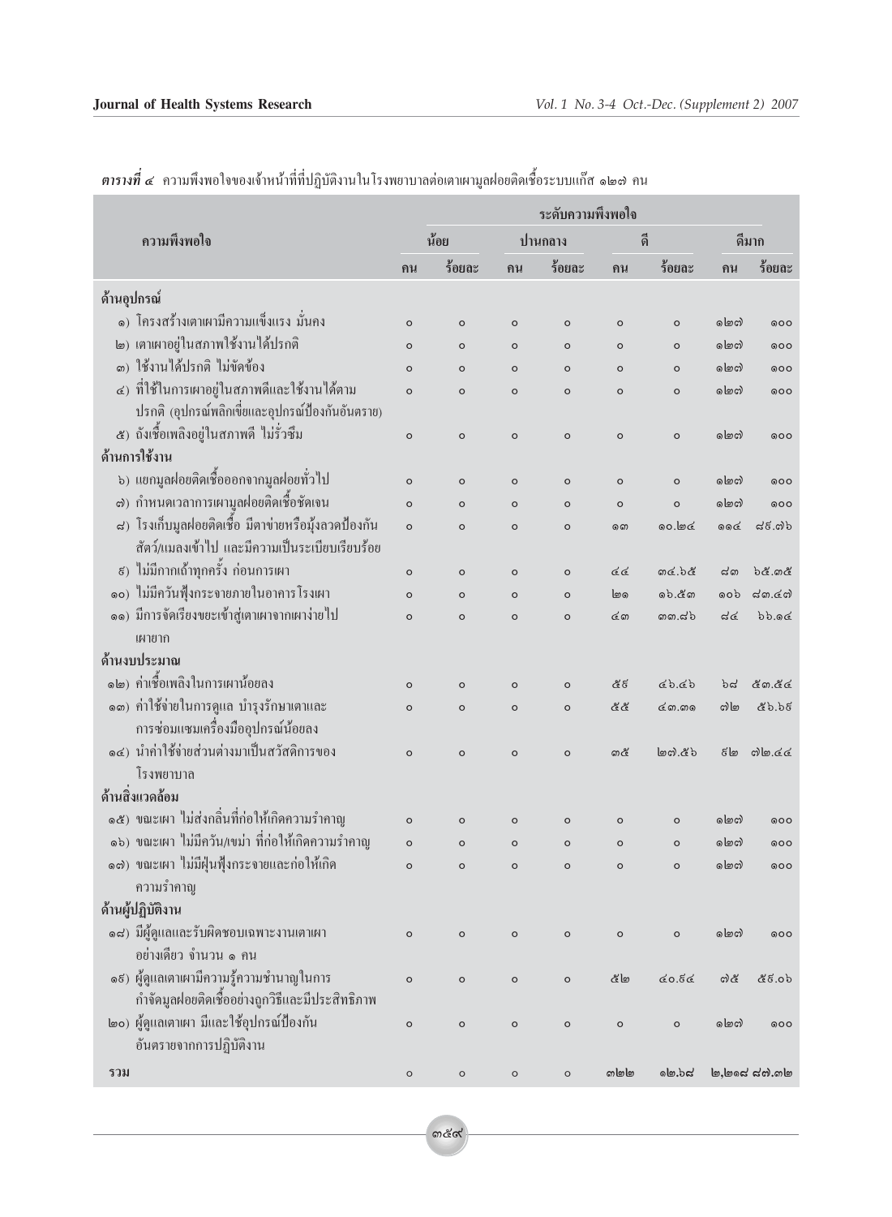***ตารางที่ ๔*** ความพึงพอใจของเจ้าหน้าที่ที่ปฏิบัติงานในโรงพยาบาลต่อเตาเผามูลฝอยติดเชื้อระบบแก๊ส ๑๒๗ คน

| ความพึงพอใจ | ระดับความพึงพอใจ | | | | | | | |
|---|---|---|---|---|---|---|---|---|
| | น้อย | | ปานกลาง | | ดี | | ดีมาก | |
| | คน | ร้อยละ | คน | ร้อยละ | คน | ร้อยละ | คน | ร้อยละ |
| **ด้านอุปกรณ์** | | | | | | | | |
| ๑) โครงสร้างเตาเผามีความแข็งแรง มั่นคง | ๐ | ๐ | ๐ | ๐ | ๐ | ๐ | ๑๒๗ | ๑๐๐ |
| ๒) เตาเผาอยู่ในสภาพใช้งานได้ปรกติ | ๐ | ๐ | ๐ | ๐ | ๐ | ๐ | ๑๒๗ | ๑๐๐ |
| ๓) ใช้งานได้ปรกติ ไม่ขัดข้อง | ๐ | ๐ | ๐ | ๐ | ๐ | ๐ | ๑๒๗ | ๑๐๐ |
| ๔) ที่ใช้ในการเผาอยู่ในสภาพดีและใช้งานได้ตามปรกติ (อุปกรณ์พลิกเขี่ยและอุปกรณ์ป้องกันอันตราย) | ๐ | ๐ | ๐ | ๐ | ๐ | ๐ | ๑๒๗ | ๑๐๐ |
| ๕) ถังเชื้อเพลิงอยู่ในสภาพดี ไม่รั่วซึม | ๐ | ๐ | ๐ | ๐ | ๐ | ๐ | ๑๒๗ | ๑๐๐ |
| **ด้านการใช้งาน** | | | | | | | | |
| ๖) แยกมูลฝอยติดเชื้อออกจากมูลฝอยทั่วไป | ๐ | ๐ | ๐ | ๐ | ๐ | ๐ | ๑๒๗ | ๑๐๐ |
| ๗) กำหนดเวลาการเผามูลฝอยติดเชื้อชัดเจน | ๐ | ๐ | ๐ | ๐ | ๐ | ๐ | ๑๒๗ | ๑๐๐ |
| ๘) โรงเก็บมูลฝอยติดเชื้อ มีตาข่ายหรือมุ้งลวดป้องกันสัตว์/แมลงเข้าไป และมีความเป็นระเบียบเรียบร้อย | ๐ | ๐ | ๐ | ๐ | ๑๓ | ๑๐.๒๔ | ๑๑๔ | ๘๙.๗๖ |
| ๙) ไม่มีกากเถ้าทุกครั้ง ก่อนการเผา | ๐ | ๐ | ๐ | ๐ | ๔๔ | ๓๔.๖๕ | ๘๓ | ๖๕.๓๕ |
| ๑๐) ไม่มีควันฟุ้งกระจายภายในอาคารโรงเผา | ๐ | ๐ | ๐ | ๐ | ๒๑ | ๑๖.๕๓ | ๑๐๖ | ๘๓.๔๗ |
| ๑๑) มีการจัดเรียงขยะเข้าสู่เตาเผาจากเผาง่ายไปเผายาก | ๐ | ๐ | ๐ | ๐ | ๔๓ | ๓๓.๘๖ | ๘๔ | ๖๖.๑๔ |
| **ด้านงบประมาณ** | | | | | | | | |
| ๑๒) ค่าเชื้อเพลิงในการเผาน้อยลง | ๐ | ๐ | ๐ | ๐ | ๕๙ | ๔๖.๔๖ | ๖๘ | ๕๓.๕๔ |
| ๑๓) ค่าใช้จ่ายในการดูแล บำรุงรักษาเตาและการซ่อมแซมเครื่องมืออุปกรณ์น้อยลง | ๐ | ๐ | ๐ | ๐ | ๕๕ | ๔๓.๓๑ | ๗๒ | ๕๖.๖๙ |
| ๑๔) นำค่าใช้จ่ายส่วนต่างมาเป็นสวัสดิการของโรงพยาบาล | ๐ | ๐ | ๐ | ๐ | ๓๕ | ๒๗.๕๖ | ๙๒ | ๗๒.๔๔ |
| **ด้านสิ่งแวดล้อม** | | | | | | | | |
| ๑๕) ขณะเผา ไม่ส่งกลิ่นที่ก่อให้เกิดความรำคาญ | ๐ | ๐ | ๐ | ๐ | ๐ | ๐ | ๑๒๗ | ๑๐๐ |
| ๑๖) ขณะเผา ไม่มีควัน/เขม่า ที่ก่อให้เกิดความรำคาญ | ๐ | ๐ | ๐ | ๐ | ๐ | ๐ | ๑๒๗ | ๑๐๐ |
| ๑๗) ขณะเผา ไม่มีฝุ่นฟุ้งกระจายและก่อให้เกิดความรำคาญ | ๐ | ๐ | ๐ | ๐ | ๐ | ๐ | ๑๒๗ | ๑๐๐ |
| **ด้านผู้ปฏิบัติงาน** | | | | | | | | |
| ๑๘) มีผู้ดูแลและรับผิดชอบเฉพาะงานเตาเผาอย่างเดียว จำนวน ๑ คน | ๐ | ๐ | ๐ | ๐ | ๐ | ๐ | ๑๒๗ | ๑๐๐ |
| ๑๙) ผู้ดูแลเตาเผามีความรู้ความชำนาญในการกำจัดมูลฝอยติดเชื้ออย่างถูกวิธีและมีประสิทธิภาพ | ๐ | ๐ | ๐ | ๐ | ๕๒ | ๔๐.๙๔ | ๗๕ | ๕๙.๐๖ |
| ๒๐) ผู้ดูแลเตาเผา มีและใช้อุปกรณ์ป้องกันอันตรายจากการปฏิบัติงาน | ๐ | ๐ | ๐ | ๐ | ๐ | ๐ | ๑๒๗ | ๑๐๐ |
| **รวม** | ๐ | ๐ | ๐ | ๐ | ๓๒๒ | ๑๒.๖๘ | ๒,๒๑๘ | ๘๗.๓๒ |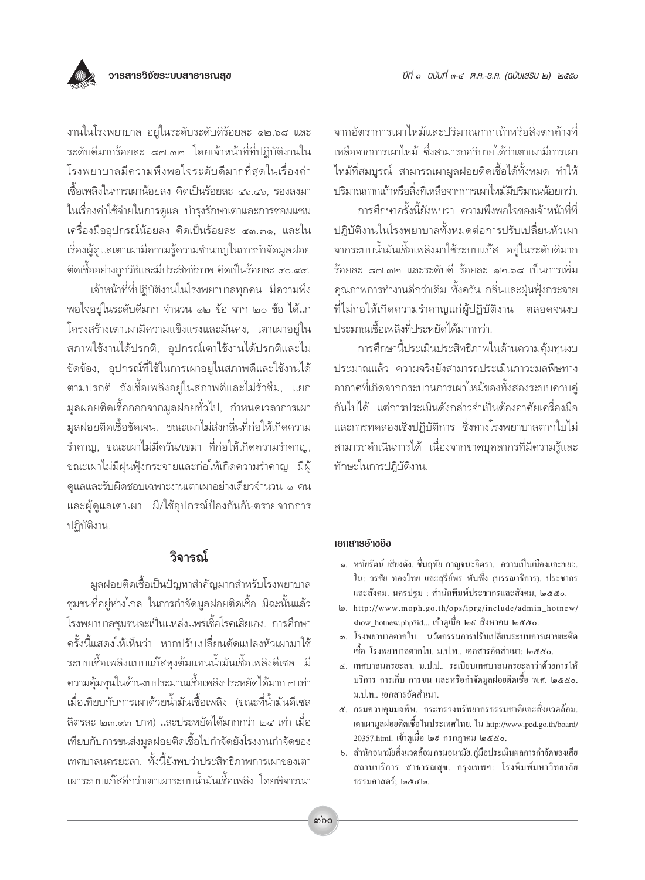งานในโรงพยาบาล อยู่ในระดับระดับดีร้อยละ ๑๒.๖๘ และระดับดีมากร้อยละ ๘๗.๓๒ โดยเจ้าหน้าที่ที่ปฏิบัติงานในโรงพยาบาลมีความพึงพอใจระดับดีมากที่สุดในเรื่องค่าเชื้อเพลิงในการเผาน้อยลง คิดเป็นร้อยละ ๔๖.๔๖, รองลงมาในเรื่องค่าใช้จ่ายในการดูแล บำรุงรักษาเตาและการซ่อมแซมเครื่องมืออุปกรณ์น้อยลง คิดเป็นร้อยละ ๔๓.๓๑, และในเรื่องผู้ดูแลเตาเผามีความรู้ความชำนาญในการกำจัดมูลฝอยติดเชื้ออย่างถูกวิธีและมีประสิทธิภาพ คิดเป็นร้อยละ ๔๐.๙๔.

เจ้าหน้าที่ที่ปฏิบัติงานในโรงพยาบาลทุกคน มีความพึงพอใจอยู่ในระดับดีมาก จำนวน ๑๒ ข้อ จาก ๒๐ ข้อ ได้แก่ โครงสร้างเตาเผามีความแข็งแรงและมั่นคง, เตาเผาอยู่ในสภาพใช้งานได้ปรกติ, อุปกรณ์เตาใช้งานได้ปรกติและไม่ขัดข้อง, อุปกรณ์ที่ใช้ในการเผาอยู่ในสภาพดีและใช้งานได้ตามปรกติ ถังเชื้อเพลิงอยู่ในสภาพดีและไม่รั่วซึม, แยกมูลฝอยติดเชื้อออกจากมูลฝอยทั่วไป, กำหนดเวลาการเผามูลฝอยติดเชื้อชัดเจน, ขณะเผาไม่ส่งกลิ่นที่ก่อให้เกิดความรำคาญ, ขณะเผาไม่มีควัน/เขม่า ที่ก่อให้เกิดความรำคาญ, ขณะเผาไม่มีฝุ่นฟุ้งกระจายและก่อให้เกิดความรำคาญ มีผู้ดูแลและรับผิดชอบเฉพาะงานเตาเผาอย่างเดียวจำนวน ๑ คน และผู้ดูแลเตาเผา มี/ใช้อุปกรณ์ป้องกันอันตรายจากการปฏิบัติงาน.

## วิจารณ์

มูลฝอยติดเชื้อเป็นปัญหาสำคัญมากสำหรับโรงพยาบาลชุมชนที่อยู่ห่างไกล ในการกำจัดมูลฝอยติดเชื้อ มิฉะนั้นแล้วโรงพยาบาลชุมชนจะเป็นแหล่งแพร่เชื้อโรคเสียเอง. การศึกษาครั้งนี้แสดงให้เห็นว่า หากปรับเปลี่ยนดัดแปลงหัวเผามาใช้ระบบเชื้อเพลิงแบบแก๊สหุงต้มแทนน้ำมันเชื้อเพลิงดีเซล มีความคุ้มทุนในด้านงบประมาณเชื้อเพลิงประหยัดได้มาก ๗ เท่า เมื่อเทียบกับการเผาด้วยน้ำมันเชื้อเพลิง (ขณะที่น้ำมันดีเซลลิตรละ ๒๓.๙๓ บาท) และประหยัดได้มากกว่า ๒๔ เท่า เมื่อเทียบกับการขนส่งมูลฝอยติดเชื้อไปกำจัดยังโรงงานกำจัดของเทศบาลนครยะลา. ทั้งนี้ยังพบว่าประสิทธิภาพการเผาของเตาเผาระบบแก๊สดีกว่าเตาเผาระบบน้ำมันเชื้อเพลิง โดยพิจารณาจากอัตราการเผาไหม้และปริมาณกากเถ้าหรือสิ่งตกค้างที่เหลือจากการเผาไหม้ ซึ่งสามารถอธิบายได้ว่าเตาเผามีการเผาไหม้ที่สมบูรณ์ สามารถเผามูลฝอยติดเชื้อได้ทั้งหมด ทำให้ปริมาณกากเถ้าหรือสิ่งที่เหลือจากการเผาไหม้มีปริมาณน้อยกว่า.

การศึกษาครั้งนี้ยังพบว่า ความพึงพอใจของเจ้าหน้าที่ที่ปฏิบัติงานในโรงพยาบาลทั้งหมดต่อการปรับเปลี่ยนหัวเผาจากระบบน้ำมันเชื้อเพลิงมาใช้ระบบแก๊ส อยู่ในระดับดีมากร้อยละ ๘๗.๓๒ และระดับดี ร้อยละ ๑๒.๖๘ เป็นการเพิ่มคุณภาพการทำงานดีกว่าเดิม ทั้งควัน กลิ่นและฝุ่นฟุ้งกระจายที่ไม่ก่อให้เกิดความรำคาญแก่ผู้ปฏิบัติงาน ตลอดจนงบประมาณเชื้อเพลิงที่ประหยัดได้มากกว่า.

การศึกษานี้ประเมินประสิทธิภาพในด้านความคุ้มทุนงบประมาณแล้ว ความจริงยังสามารถประเมินภาวะมลพิษทางอากาศที่เกิดจากกระบวนการเผาไหม้ของทั้งสองระบบควบคู่กันไปได้ แต่การประเมินดังกล่าวจำเป็นต้องอาศัยเครื่องมือและการทดลองเชิงปฏิบัติการ ซึ่งทางโรงพยาบาลตากใบไม่สามารถดำเนินการได้ เนื่องจากขาดบุคลากรที่มีความรู้และทักษะในการปฏิบัติงาน.

### เอกสารอ้างอิง

๑. หทัยรัตน์ เสียงดัง, ชื่นฤทัย กาญจนะจิตรา. ความเป็นเมืองและขยะ. ใน: วรชัย ทองไทย และสุรีย์พร พันพึ่ง (บรรณาธิการ). ประชากรและสังคม. นครปฐม : สำนักพิมพ์ประชากรและสังคม; ๒๕๕๐.
๒. http://www.moph.go.th/ops/iprg/include/admin_hotnew/show_hotnew.php?id... เข้าดูเมื่อ ๒๙ สิงหาคม ๒๕๕๐.
๓. โรงพยาบาลตากใบ. นวัตกรรมการปรับเปลี่ยนระบบการเผาขยะติดเชื้อ โรงพยาบาลตากใบ. ม.ป.ท.. เอกสารอัดสำเนา; ๒๕๕๐.
๔. เทศบาลนครยะลา. ม.ป.ป.. ระเบียบเทศบาลนครยะลาว่าด้วยการให้บริการ การเก็บ การขน และหรือกำจัดมูลฝอยติดเชื้อ พ.ศ. ๒๕๕๐. ม.ป.ท.. เอกสารอัดสำเนา.
๕. กรมควบคุมมลพิษ. กระทรวงทรัพยากรธรรมชาติและสิ่งแวดล้อม. เตาเผามูลฝอยติดเชื้อในประเทศไทย. ใน http://www.pcd.go.th/board/20357.html. เข้าดูเมื่อ ๒๙ กรกฎาคม ๒๕๕๐.
๖. สำนักอนามัยสิ่งแวดล้อม กรมอนามัย. คู่มือประเมินผลการกำจัดของเสียสถานบริการ สาธารณสุข. กรุงเทพฯ: โรงพิมพ์มหาวิทยาลัยธรรมศาสตร์; ๒๕๔๒.